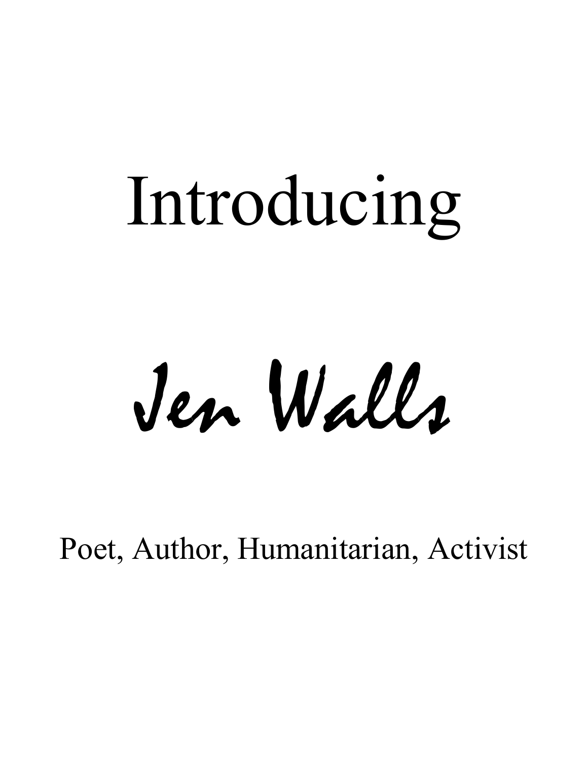# Introducing

# *Jen Walls*

Poet, Author, Humanitarian, Activist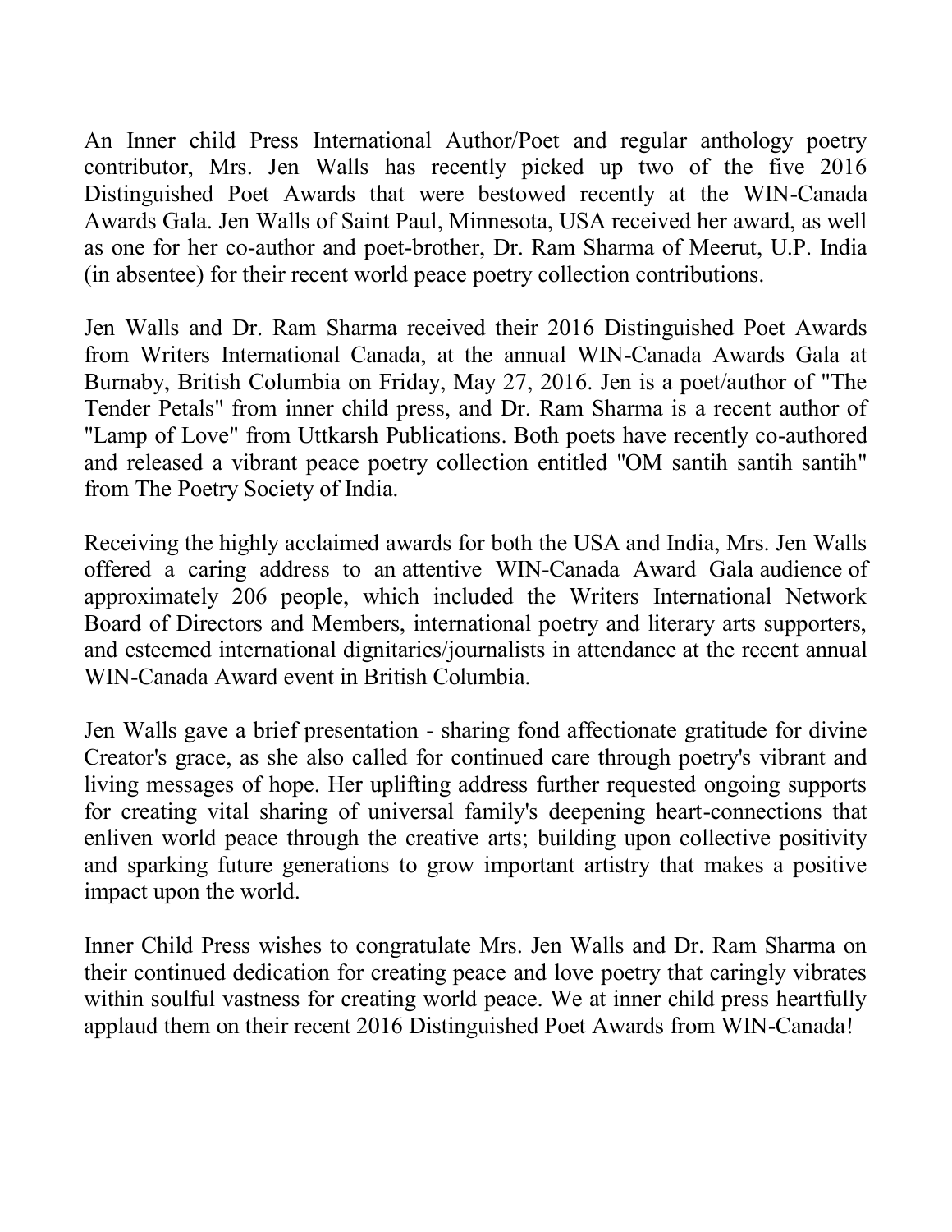An Inner child Press International Author/Poet and regular anthology poetry contributor, Mrs. Jen Walls has recently picked up two of the five 2016 Distinguished Poet Awards that were bestowed recently at the WIN-Canada Awards Gala. Jen Walls of Saint Paul, Minnesota, USA received her award, as well as one for her co-author and poet-brother, Dr. Ram Sharma of Meerut, U.P. India (in absentee) for their recent world peace poetry collection contributions.

Jen Walls and Dr. Ram Sharma received their 2016 Distinguished Poet Awards from Writers International Canada, at the annual WIN-Canada Awards Gala at Burnaby, British Columbia on Friday, May 27, 2016. Jen is a poet/author of "The Tender Petals" from inner child press, and Dr. Ram Sharma is a recent author of "Lamp of Love" from Uttkarsh Publications. Both poets have recently co-authored and released a vibrant peace poetry collection entitled "OM santih santih santih" from The Poetry Society of India.

Receiving the highly acclaimed awards for both the USA and India, Mrs. Jen Walls offered a caring address to an attentive WIN-Canada Award Gala audience of approximately 206 people, which included the Writers International Network Board of Directors and Members, international poetry and literary arts supporters, and esteemed international dignitaries/journalists in attendance at the recent annual WIN-Canada Award event in British Columbia.

Jen Walls gave a brief presentation - sharing fond affectionate gratitude for divine Creator's grace, as she also called for continued care through poetry's vibrant and living messages of hope. Her uplifting address further requested ongoing supports for creating vital sharing of universal family's deepening heart-connections that enliven world peace through the creative arts; building upon collective positivity and sparking future generations to grow important artistry that makes a positive impact upon the world.

Inner Child Press wishes to congratulate Mrs. Jen Walls and Dr. Ram Sharma on their continued dedication for creating peace and love poetry that caringly vibrates within soulful vastness for creating world peace. We at inner child press heartfully applaud them on their recent 2016 Distinguished Poet Awards from WIN-Canada!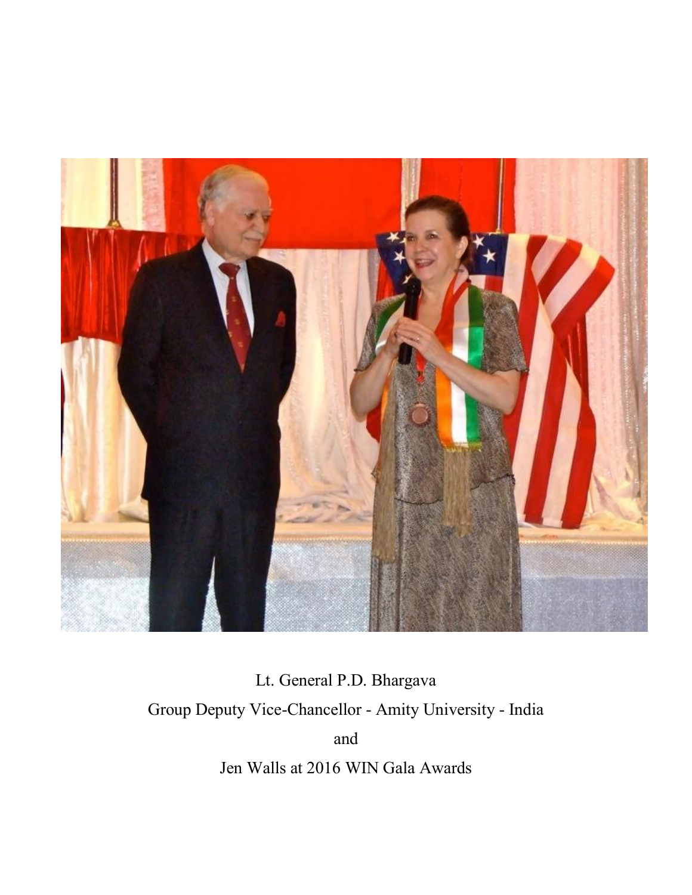Lt. General P.D. Bhargava

Group Deputy Vice-Chancellor - Amity University - India

and

Jen Walls at 2016 WIN Gala Awards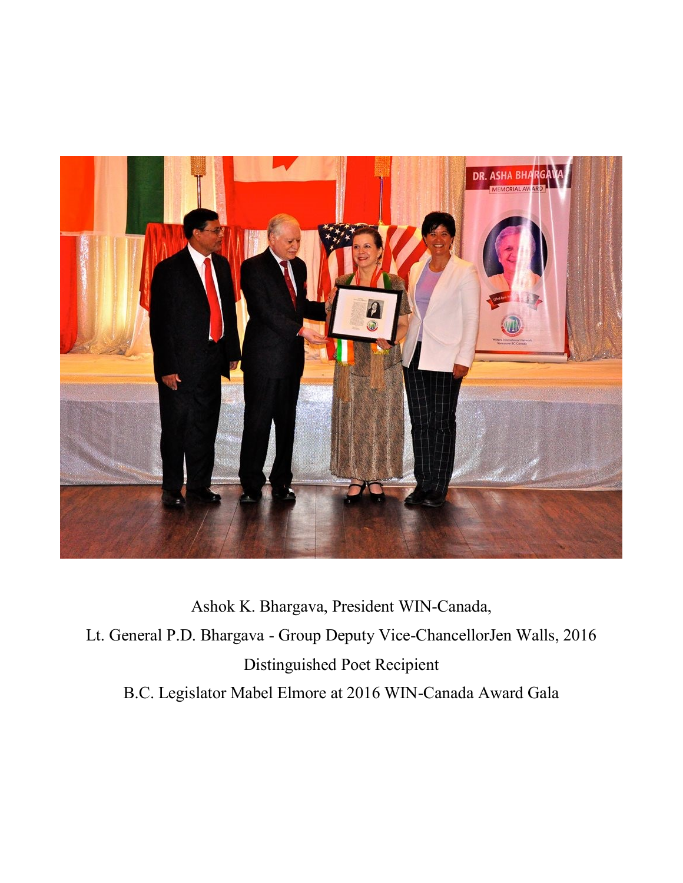Ashok K. Bhargava, President WIN-Canada,

Lt. General P.D. Bhargava - Group Deputy Vice-ChancellorJen Walls, 2016

Distinguished Poet Recipient

B.C. Legislator Mabel Elmore at 2016 WIN-Canada Award Gala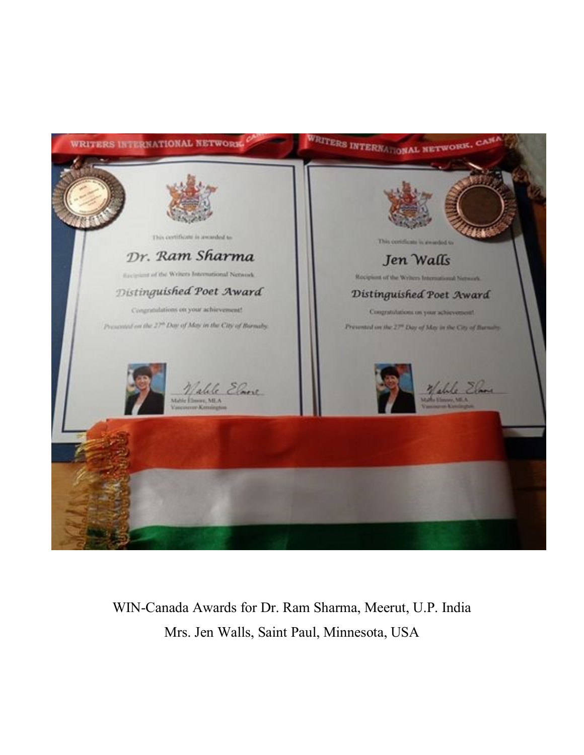WIN-Canada Awards for Dr. Ram Sharma, Meerut, U.P. India

Mrs. Jen Walls, Saint Paul, Minnesota, USA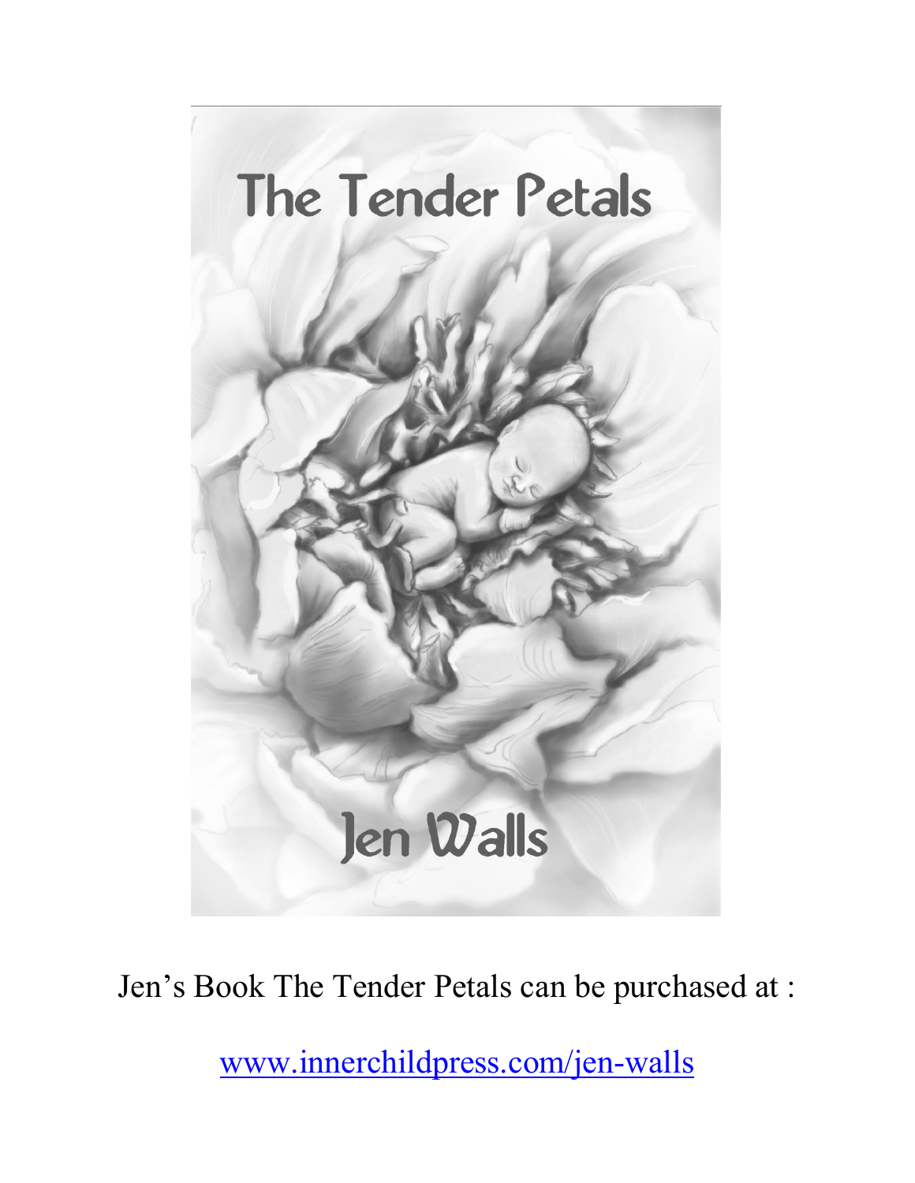Jen's Book The Tender Petals can be purchased at :

www.innerchildpress.com/jen-walls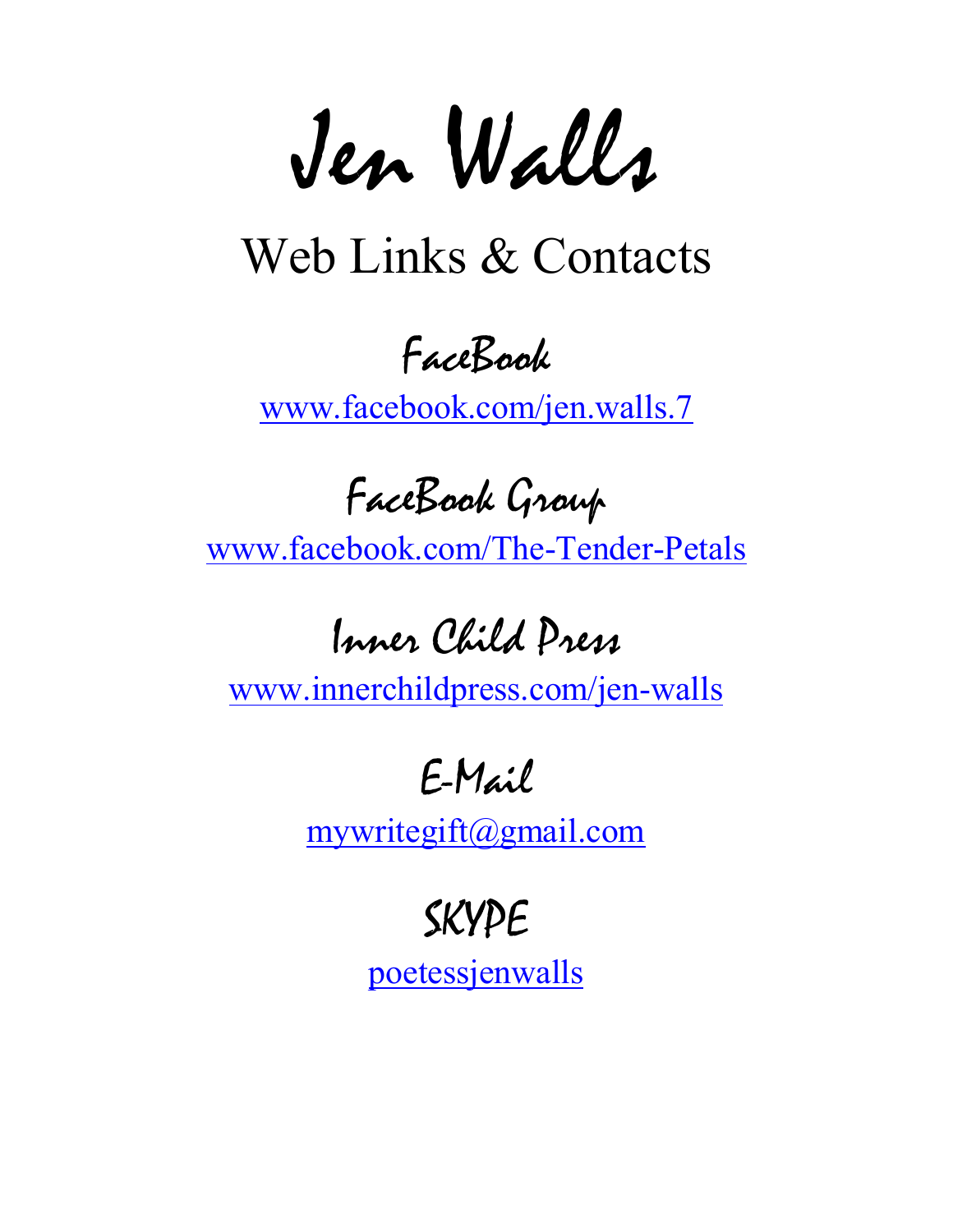# Jen Walls

## Web Links & Contacts

### FaceBook

www.facebook.com/jen.walls.7

### FaceBook Group

www.facebook.com/The-Tender-Petals

### Inner Child Press

www.innerchildpress.com/jen-walls

### E-Mail

mywritegift@gmail.com

### SKYPE

poetessjenwalls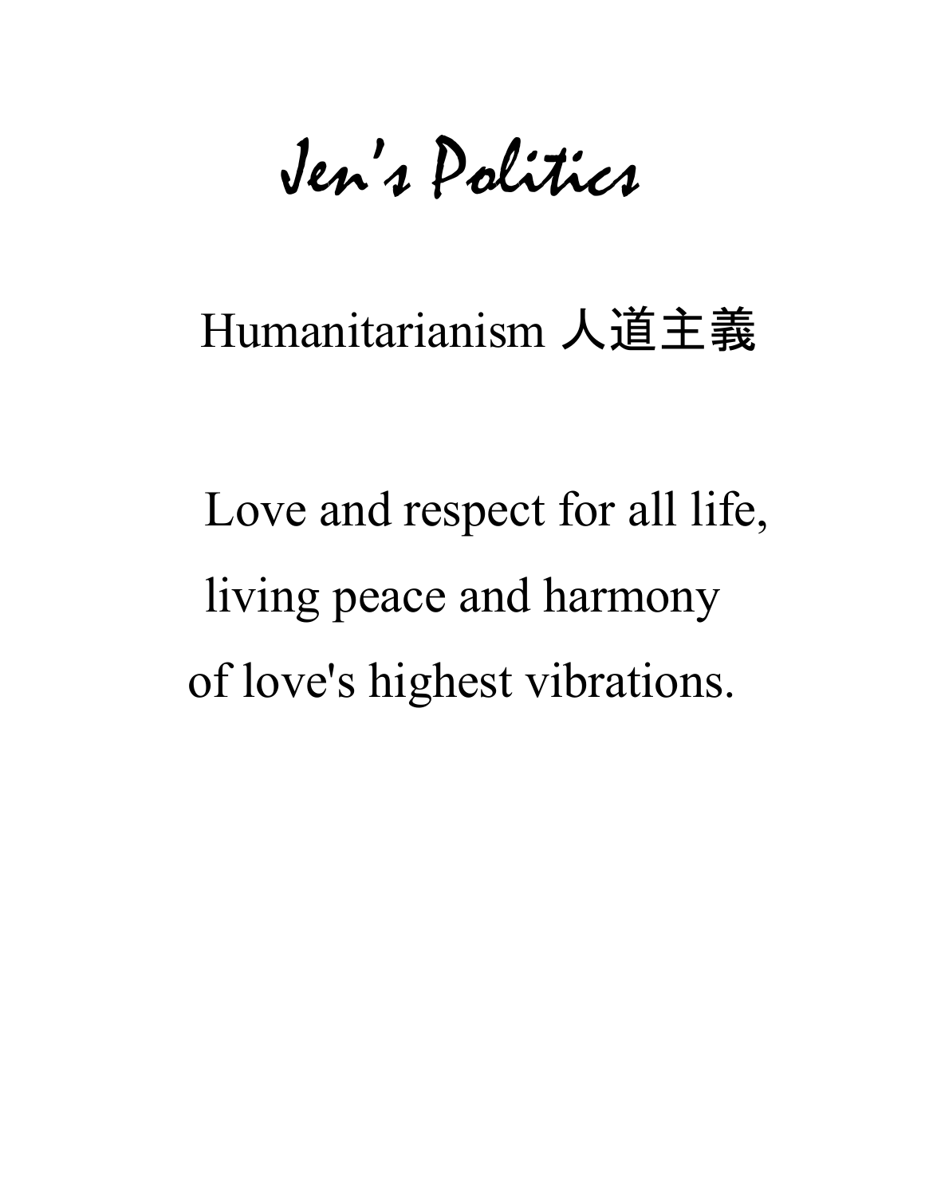# *Jen's Politics*

## Humanitarianism 人道主義

Love and respect for all life,
living peace and harmony
of love's highest vibrations.